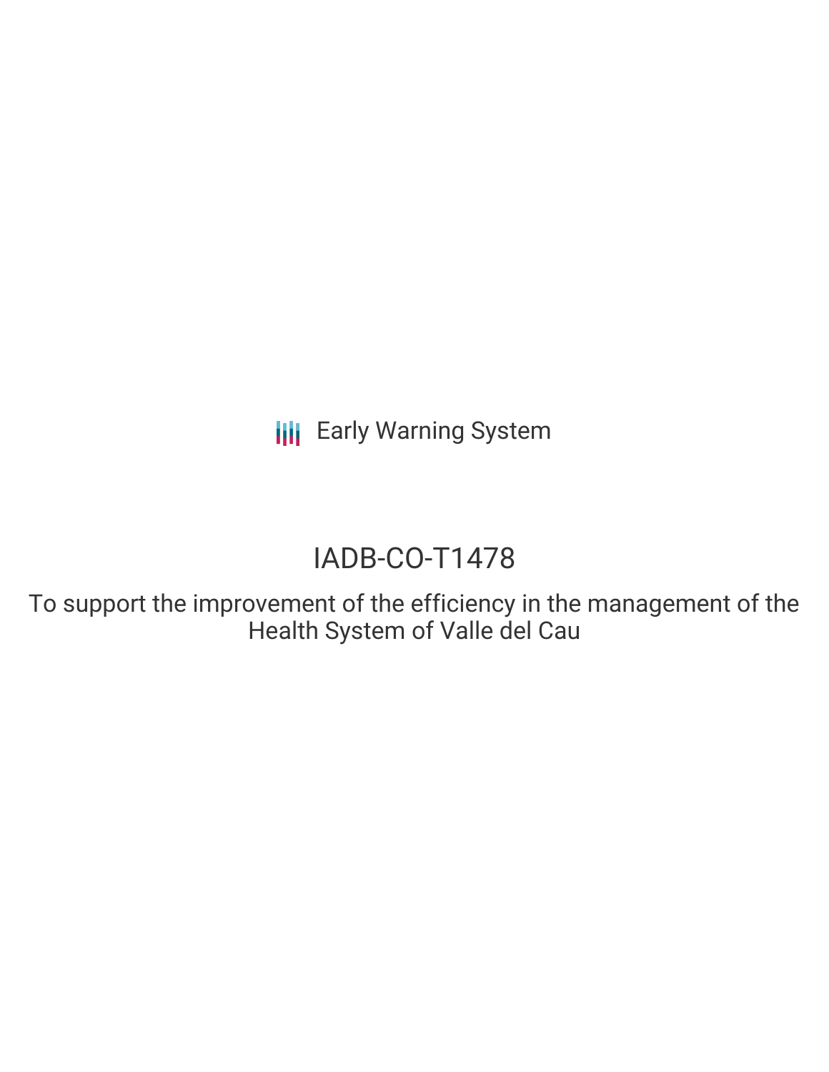Early Warning System

# IADB-CO-T1478

## To support the improvement of the efficiency in the management of the Health System of Valle del Cau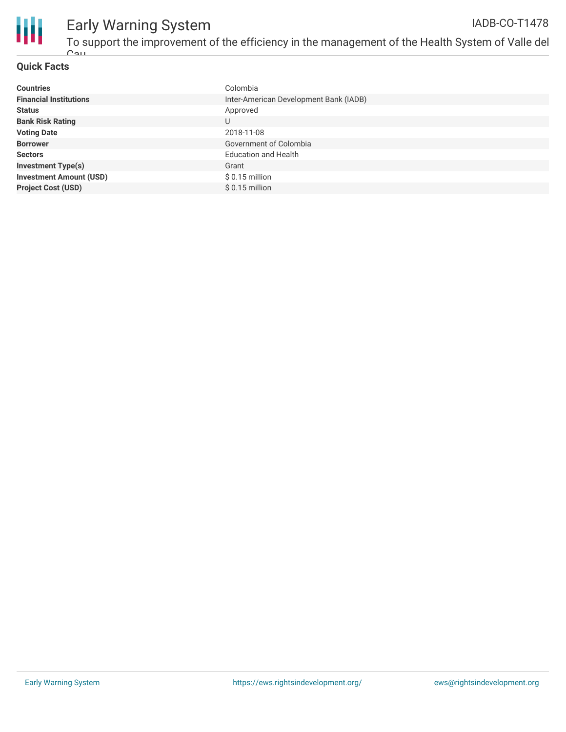## Quick Facts

| | |
|---|---|
| **Countries** | Colombia |
| **Financial Institutions** | Inter-American Development Bank (IADB) |
| **Status** | Approved |
| **Bank Risk Rating** | U |
| **Voting Date** | 2018-11-08 |
| **Borrower** | Government of Colombia |
| **Sectors** | Education and Health |
| **Investment Type(s)** | Grant |
| **Investment Amount (USD)** | $ 0.15 million |
| **Project Cost (USD)** | $ 0.15 million |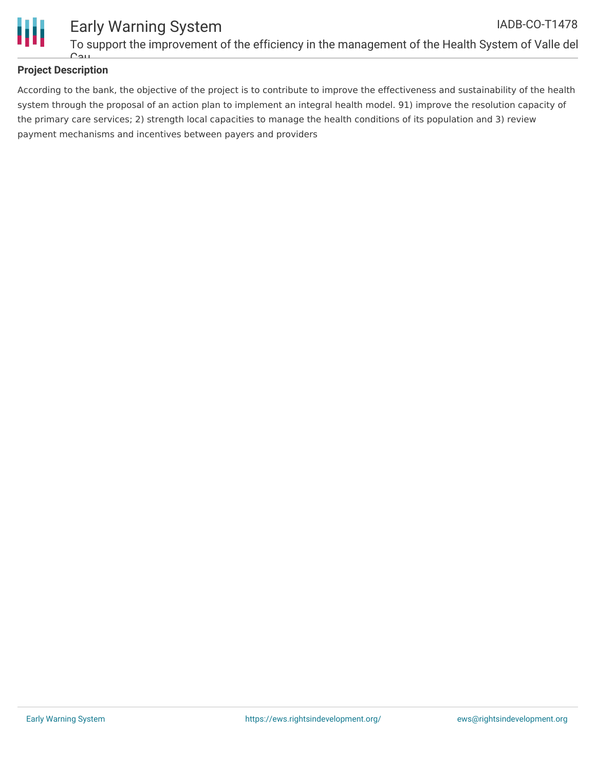**Project Description**

According to the bank, the objective of the project is to contribute to improve the effectiveness and sustainability of the health system through the proposal of an action plan to implement an integral health model. 91) improve the resolution capacity of the primary care services; 2) strength local capacities to manage the health conditions of its population and 3) review payment mechanisms and incentives between payers and providers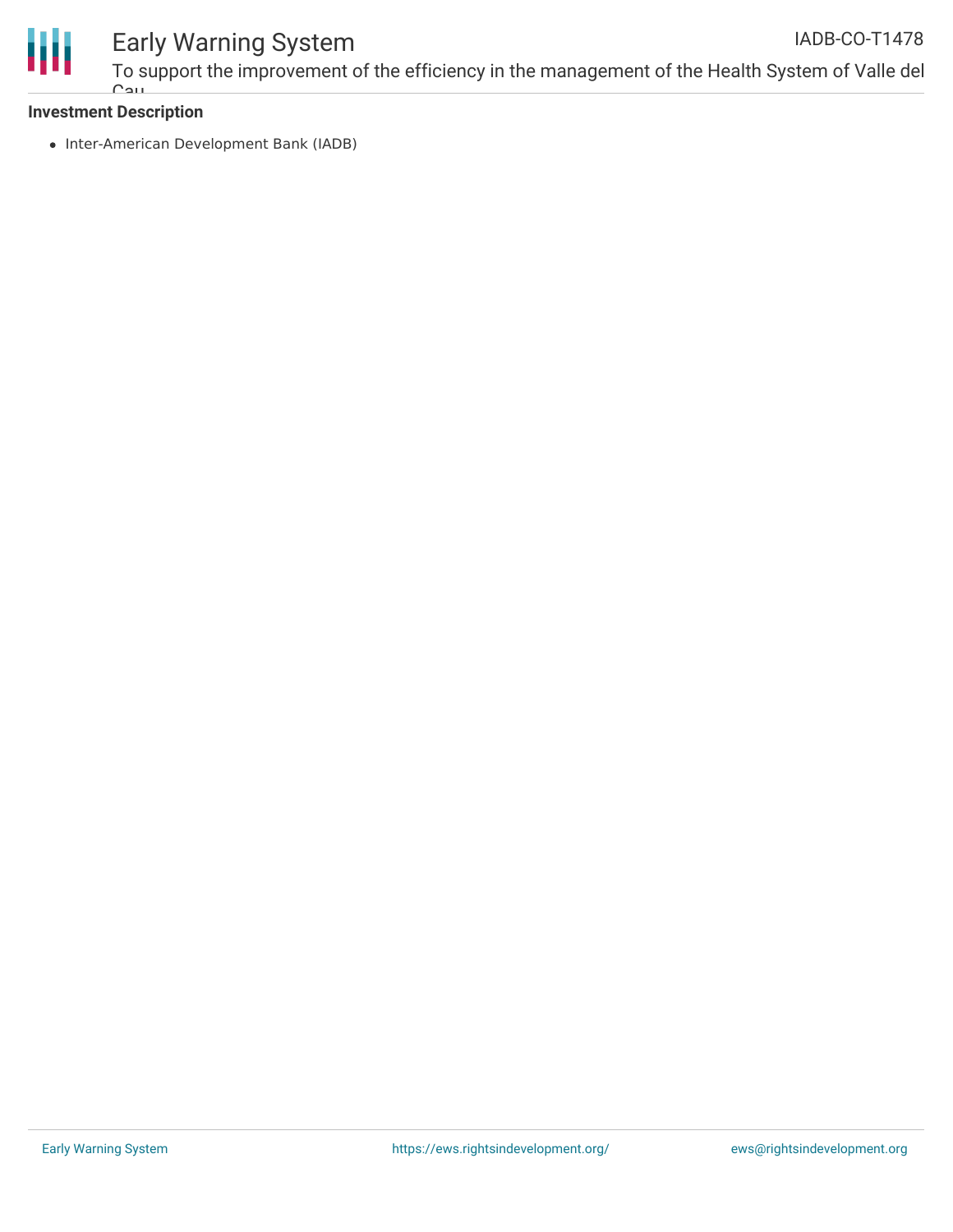**Investment Description**

- Inter-American Development Bank (IADB)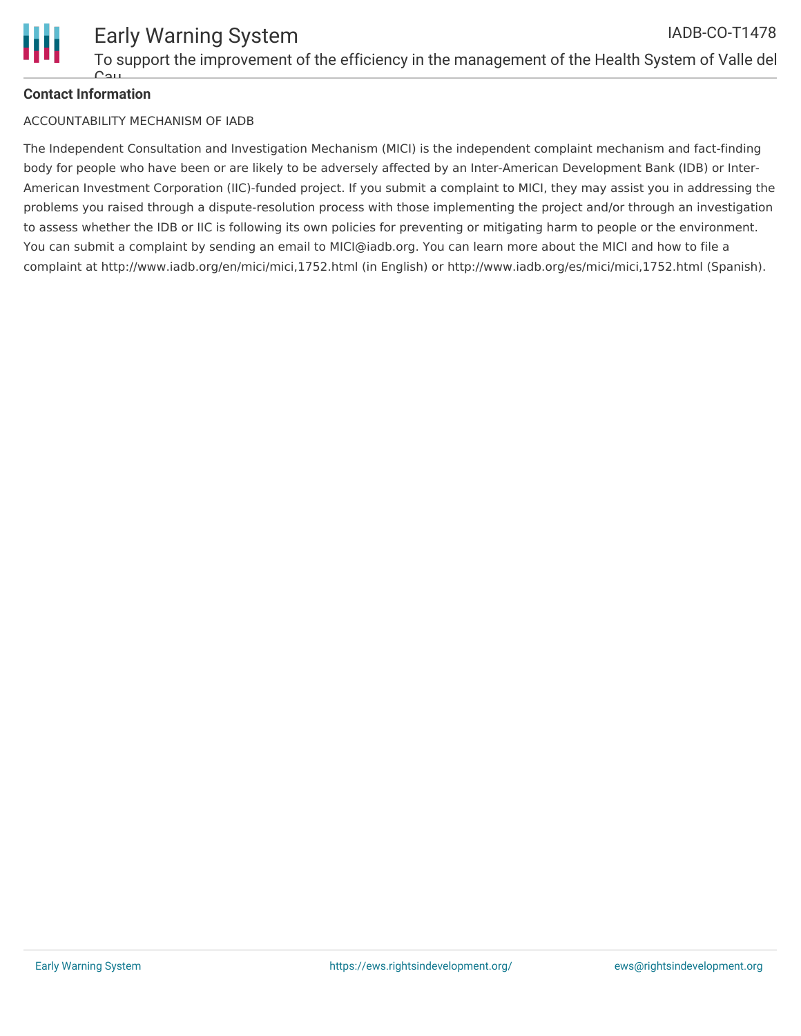**Contact Information**

ACCOUNTABILITY MECHANISM OF IADB

The Independent Consultation and Investigation Mechanism (MICI) is the independent complaint mechanism and fact-finding body for people who have been or are likely to be adversely affected by an Inter-American Development Bank (IDB) or Inter-American Investment Corporation (IIC)-funded project. If you submit a complaint to MICI, they may assist you in addressing the problems you raised through a dispute-resolution process with those implementing the project and/or through an investigation to assess whether the IDB or IIC is following its own policies for preventing or mitigating harm to people or the environment. You can submit a complaint by sending an email to MICI@iadb.org. You can learn more about the MICI and how to file a complaint at http://www.iadb.org/en/mici/mici,1752.html (in English) or http://www.iadb.org/es/mici/mici,1752.html (Spanish).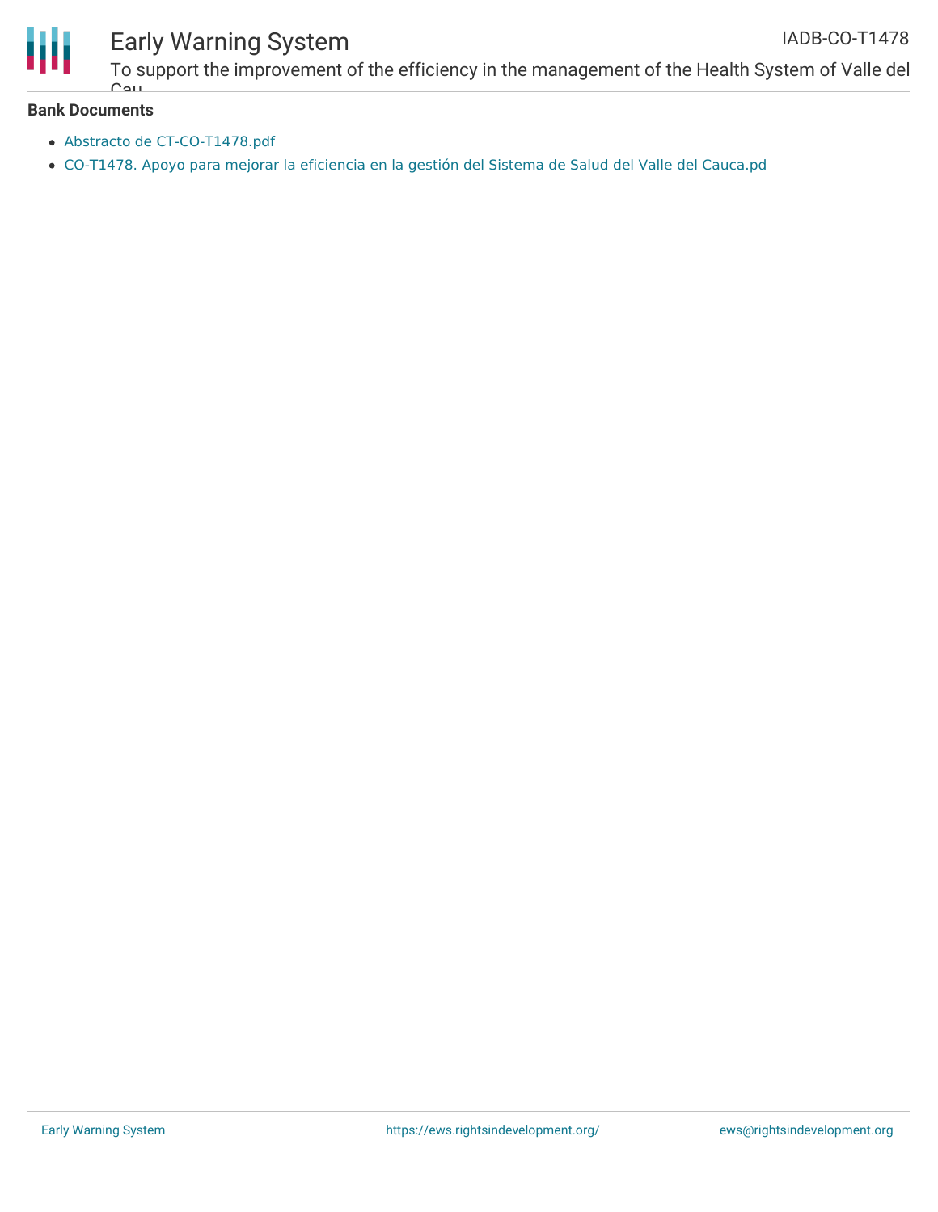**Bank Documents**

- Abstracto de CT-CO-T1478.pdf
- CO-T1478. Apoyo para mejorar la eficiencia en la gestión del Sistema de Salud del Valle del Cauca.pd